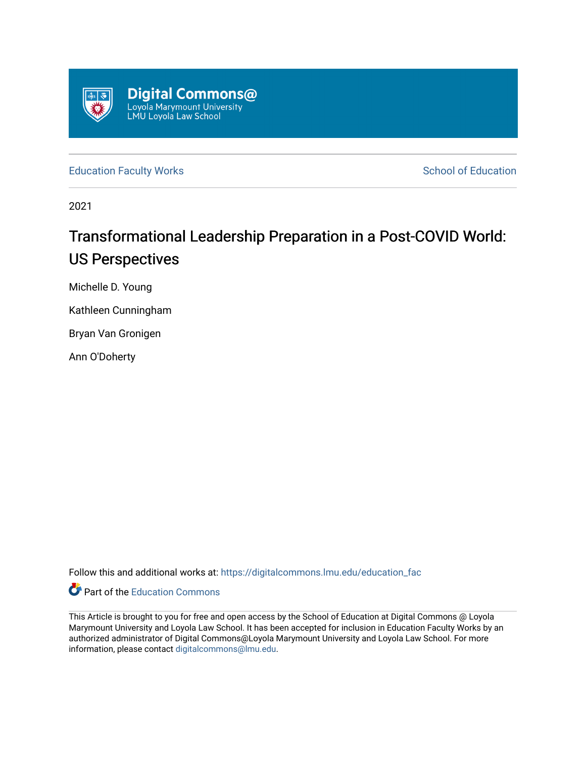Digital Commons@
Loyola Marymount University
LMU Loyola Law School

Education Faculty Works

School of Education

2021

# Transformational Leadership Preparation in a Post-COVID World: US Perspectives

Michelle D. Young

Kathleen Cunningham

Bryan Van Gronigen

Ann O'Doherty

Follow this and additional works at: https://digitalcommons.lmu.edu/education_fac

Part of the Education Commons

This Article is brought to you for free and open access by the School of Education at Digital Commons @ Loyola Marymount University and Loyola Law School. It has been accepted for inclusion in Education Faculty Works by an authorized administrator of Digital Commons@Loyola Marymount University and Loyola Law School. For more information, please contact digitalcommons@lmu.edu.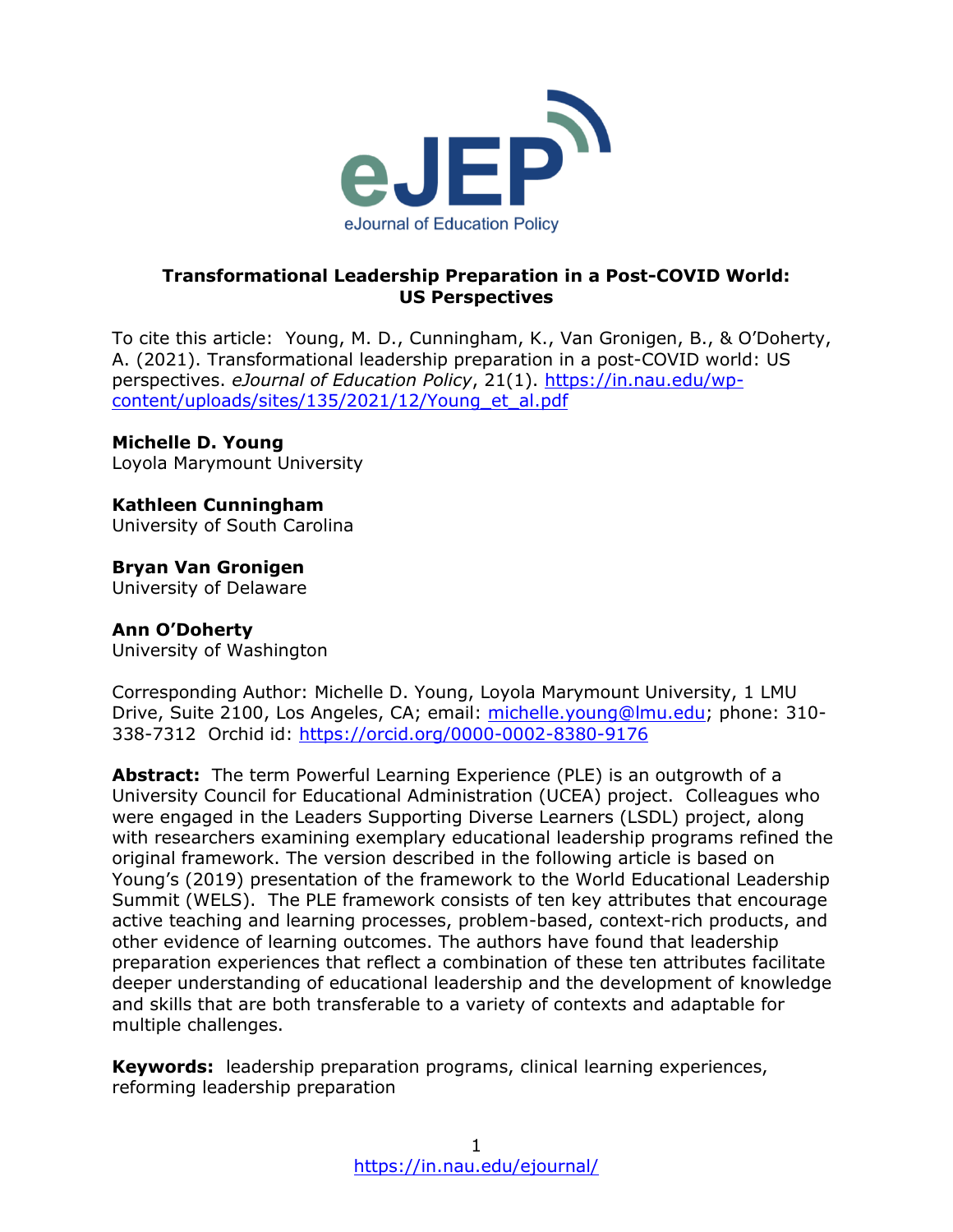**Transformational Leadership Preparation in a Post-COVID World: US Perspectives**

To cite this article: Young, M. D., Cunningham, K., Van Gronigen, B., & O'Doherty, A. (2021). Transformational leadership preparation in a post-COVID world: US perspectives. *eJournal of Education Policy*, 21(1). https://in.nau.edu/wp-content/uploads/sites/135/2021/12/Young_et_al.pdf

**Michelle D. Young**
Loyola Marymount University

**Kathleen Cunningham**
University of South Carolina

**Bryan Van Gronigen**
University of Delaware

**Ann O'Doherty**
University of Washington

Corresponding Author: Michelle D. Young, Loyola Marymount University, 1 LMU Drive, Suite 2100, Los Angeles, CA; email: michelle.young@lmu.edu; phone: 310-338-7312 Orchid id: https://orcid.org/0000-0002-8380-9176

**Abstract:** The term Powerful Learning Experience (PLE) is an outgrowth of a University Council for Educational Administration (UCEA) project. Colleagues who were engaged in the Leaders Supporting Diverse Learners (LSDL) project, along with researchers examining exemplary educational leadership programs refined the original framework. The version described in the following article is based on Young's (2019) presentation of the framework to the World Educational Leadership Summit (WELS). The PLE framework consists of ten key attributes that encourage active teaching and learning processes, problem-based, context-rich products, and other evidence of learning outcomes. The authors have found that leadership preparation experiences that reflect a combination of these ten attributes facilitate deeper understanding of educational leadership and the development of knowledge and skills that are both transferable to a variety of contexts and adaptable for multiple challenges.

**Keywords:** leadership preparation programs, clinical learning experiences, reforming leadership preparation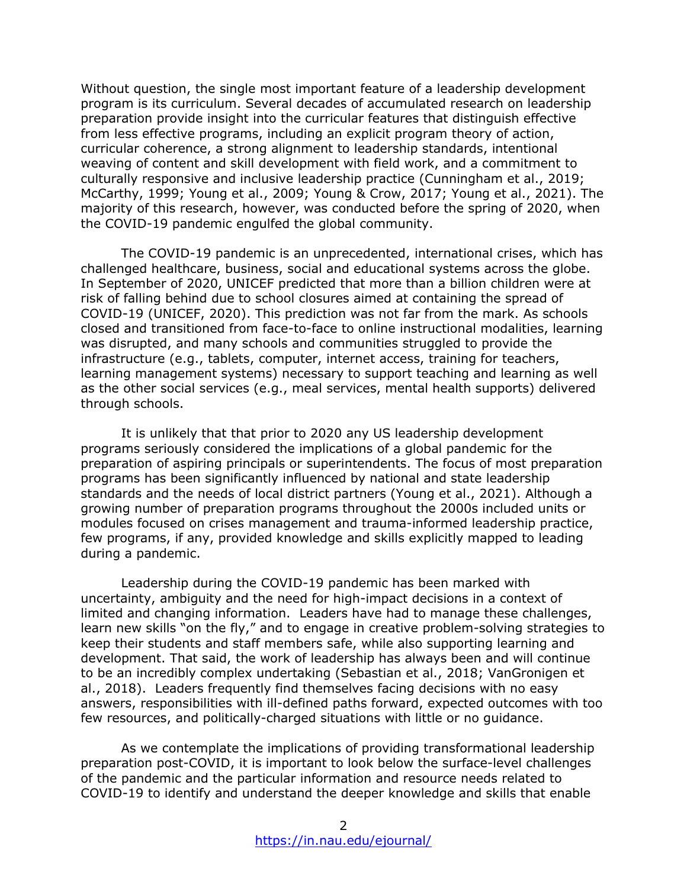Without question, the single most important feature of a leadership development program is its curriculum. Several decades of accumulated research on leadership preparation provide insight into the curricular features that distinguish effective from less effective programs, including an explicit program theory of action, curricular coherence, a strong alignment to leadership standards, intentional weaving of content and skill development with field work, and a commitment to culturally responsive and inclusive leadership practice (Cunningham et al., 2019; McCarthy, 1999; Young et al., 2009; Young & Crow, 2017; Young et al., 2021). The majority of this research, however, was conducted before the spring of 2020, when the COVID-19 pandemic engulfed the global community.

The COVID-19 pandemic is an unprecedented, international crises, which has challenged healthcare, business, social and educational systems across the globe. In September of 2020, UNICEF predicted that more than a billion children were at risk of falling behind due to school closures aimed at containing the spread of COVID-19 (UNICEF, 2020). This prediction was not far from the mark. As schools closed and transitioned from face-to-face to online instructional modalities, learning was disrupted, and many schools and communities struggled to provide the infrastructure (e.g., tablets, computer, internet access, training for teachers, learning management systems) necessary to support teaching and learning as well as the other social services (e.g., meal services, mental health supports) delivered through schools.

It is unlikely that that prior to 2020 any US leadership development programs seriously considered the implications of a global pandemic for the preparation of aspiring principals or superintendents. The focus of most preparation programs has been significantly influenced by national and state leadership standards and the needs of local district partners (Young et al., 2021). Although a growing number of preparation programs throughout the 2000s included units or modules focused on crises management and trauma-informed leadership practice, few programs, if any, provided knowledge and skills explicitly mapped to leading during a pandemic.

Leadership during the COVID-19 pandemic has been marked with uncertainty, ambiguity and the need for high-impact decisions in a context of limited and changing information. Leaders have had to manage these challenges, learn new skills "on the fly," and to engage in creative problem-solving strategies to keep their students and staff members safe, while also supporting learning and development. That said, the work of leadership has always been and will continue to be an incredibly complex undertaking (Sebastian et al., 2018; VanGronigen et al., 2018). Leaders frequently find themselves facing decisions with no easy answers, responsibilities with ill-defined paths forward, expected outcomes with too few resources, and politically-charged situations with little or no guidance.

As we contemplate the implications of providing transformational leadership preparation post-COVID, it is important to look below the surface-level challenges of the pandemic and the particular information and resource needs related to COVID-19 to identify and understand the deeper knowledge and skills that enable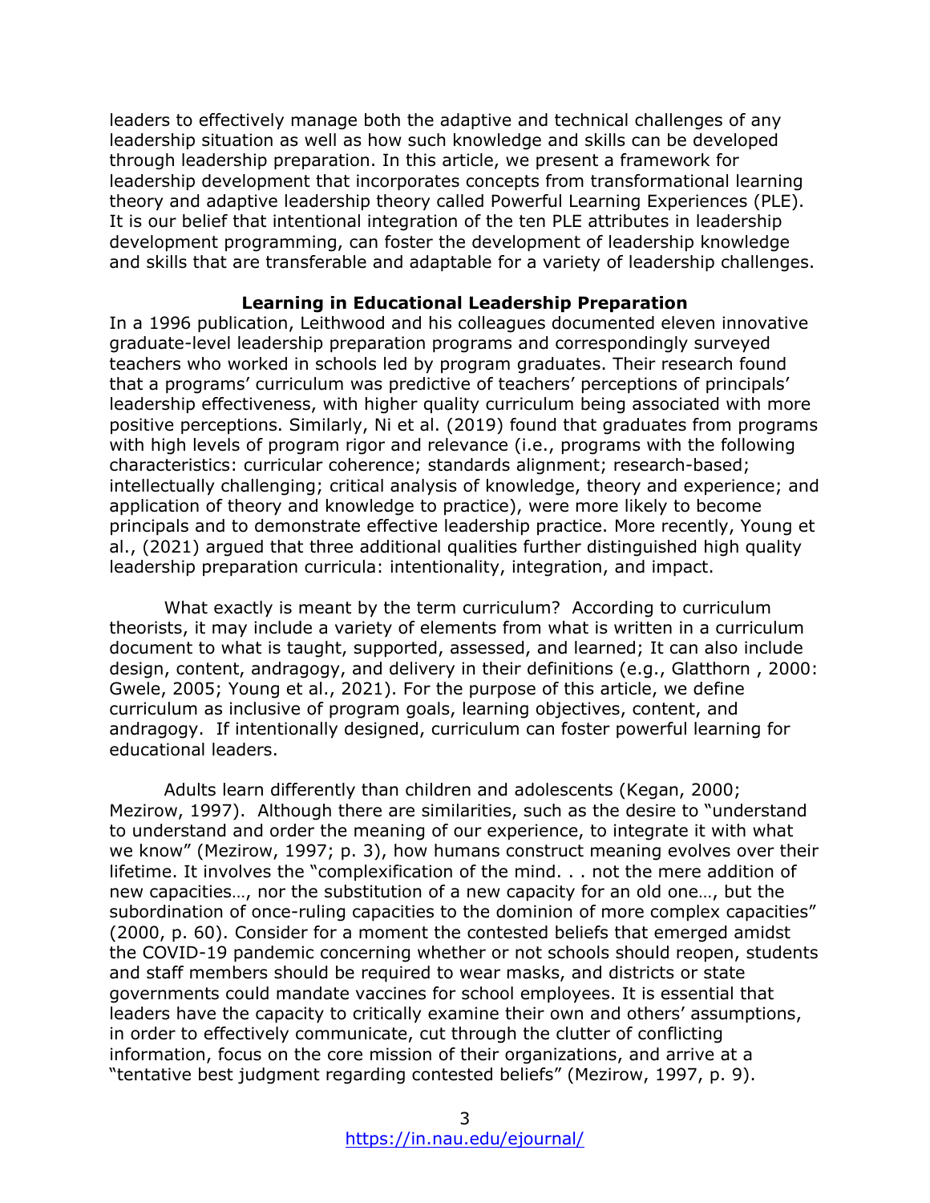leaders to effectively manage both the adaptive and technical challenges of any leadership situation as well as how such knowledge and skills can be developed through leadership preparation. In this article, we present a framework for leadership development that incorporates concepts from transformational learning theory and adaptive leadership theory called Powerful Learning Experiences (PLE). It is our belief that intentional integration of the ten PLE attributes in leadership development programming, can foster the development of leadership knowledge and skills that are transferable and adaptable for a variety of leadership challenges.

## Learning in Educational Leadership Preparation

In a 1996 publication, Leithwood and his colleagues documented eleven innovative graduate-level leadership preparation programs and correspondingly surveyed teachers who worked in schools led by program graduates. Their research found that a programs' curriculum was predictive of teachers' perceptions of principals' leadership effectiveness, with higher quality curriculum being associated with more positive perceptions. Similarly, Ni et al. (2019) found that graduates from programs with high levels of program rigor and relevance (i.e., programs with the following characteristics: curricular coherence; standards alignment; research-based; intellectually challenging; critical analysis of knowledge, theory and experience; and application of theory and knowledge to practice), were more likely to become principals and to demonstrate effective leadership practice. More recently, Young et al., (2021) argued that three additional qualities further distinguished high quality leadership preparation curricula: intentionality, integration, and impact.

What exactly is meant by the term curriculum? According to curriculum theorists, it may include a variety of elements from what is written in a curriculum document to what is taught, supported, assessed, and learned; It can also include design, content, andragogy, and delivery in their definitions (e.g., Glatthorn , 2000: Gwele, 2005; Young et al., 2021). For the purpose of this article, we define curriculum as inclusive of program goals, learning objectives, content, and andragogy. If intentionally designed, curriculum can foster powerful learning for educational leaders.

Adults learn differently than children and adolescents (Kegan, 2000; Mezirow, 1997). Although there are similarities, such as the desire to "understand to understand and order the meaning of our experience, to integrate it with what we know" (Mezirow, 1997; p. 3), how humans construct meaning evolves over their lifetime. It involves the "complexification of the mind. . . not the mere addition of new capacities…, nor the substitution of a new capacity for an old one…, but the subordination of once-ruling capacities to the dominion of more complex capacities" (2000, p. 60). Consider for a moment the contested beliefs that emerged amidst the COVID-19 pandemic concerning whether or not schools should reopen, students and staff members should be required to wear masks, and districts or state governments could mandate vaccines for school employees. It is essential that leaders have the capacity to critically examine their own and others' assumptions, in order to effectively communicate, cut through the clutter of conflicting information, focus on the core mission of their organizations, and arrive at a "tentative best judgment regarding contested beliefs" (Mezirow, 1997, p. 9).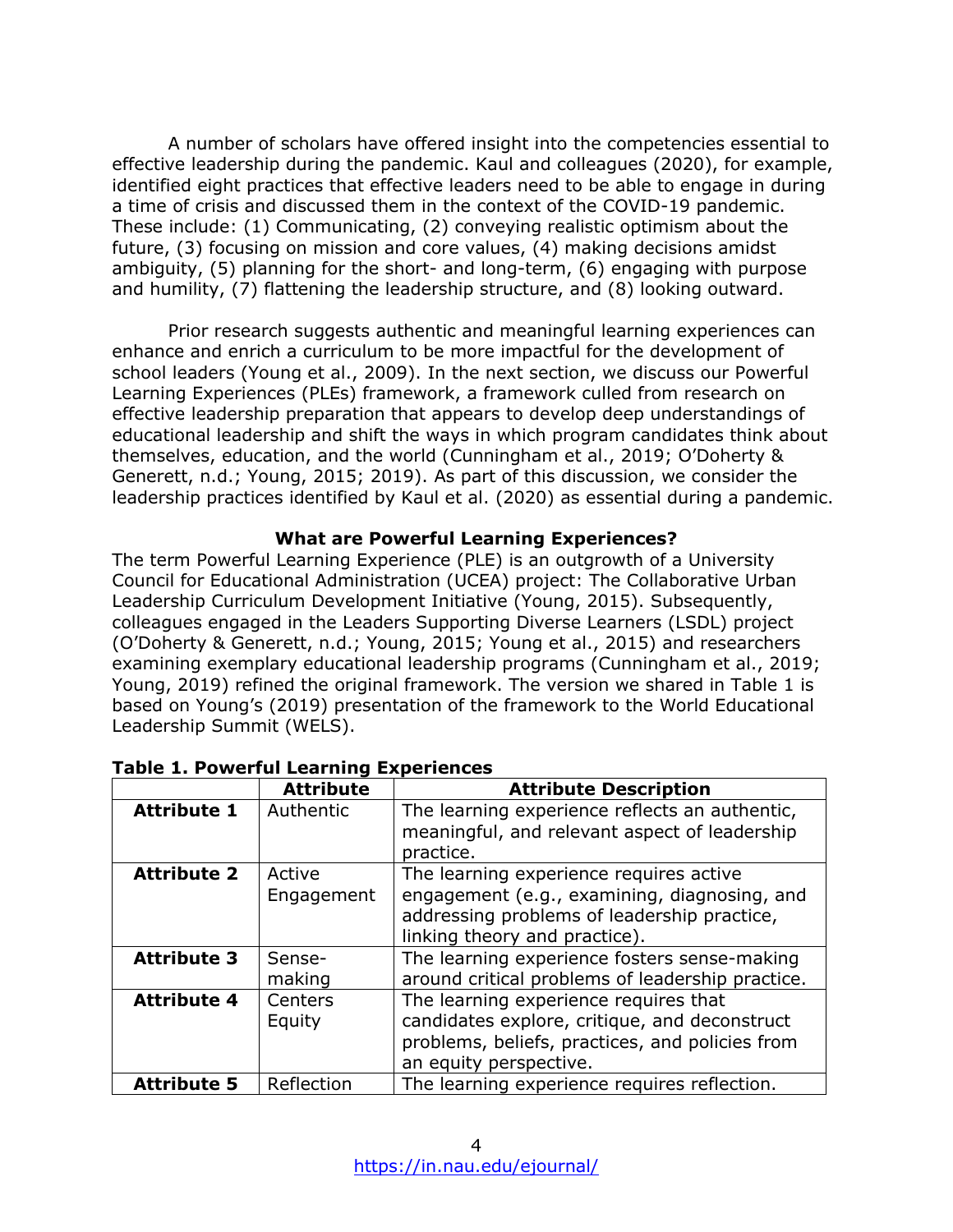A number of scholars have offered insight into the competencies essential to effective leadership during the pandemic. Kaul and colleagues (2020), for example, identified eight practices that effective leaders need to be able to engage in during a time of crisis and discussed them in the context of the COVID-19 pandemic. These include: (1) Communicating, (2) conveying realistic optimism about the future, (3) focusing on mission and core values, (4) making decisions amidst ambiguity, (5) planning for the short- and long-term, (6) engaging with purpose and humility, (7) flattening the leadership structure, and (8) looking outward.

Prior research suggests authentic and meaningful learning experiences can enhance and enrich a curriculum to be more impactful for the development of school leaders (Young et al., 2009). In the next section, we discuss our Powerful Learning Experiences (PLEs) framework, a framework culled from research on effective leadership preparation that appears to develop deep understandings of educational leadership and shift the ways in which program candidates think about themselves, education, and the world (Cunningham et al., 2019; O'Doherty & Generett, n.d.; Young, 2015; 2019). As part of this discussion, we consider the leadership practices identified by Kaul et al. (2020) as essential during a pandemic.

## What are Powerful Learning Experiences?

The term Powerful Learning Experience (PLE) is an outgrowth of a University Council for Educational Administration (UCEA) project: The Collaborative Urban Leadership Curriculum Development Initiative (Young, 2015). Subsequently, colleagues engaged in the Leaders Supporting Diverse Learners (LSDL) project (O'Doherty & Generett, n.d.; Young, 2015; Young et al., 2015) and researchers examining exemplary educational leadership programs (Cunningham et al., 2019; Young, 2019) refined the original framework. The version we shared in Table 1 is based on Young's (2019) presentation of the framework to the World Educational Leadership Summit (WELS).

**Table 1. Powerful Learning Experiences**

| | Attribute | Attribute Description |
|---|---|---|
| **Attribute 1** | Authentic | The learning experience reflects an authentic, meaningful, and relevant aspect of leadership practice. |
| **Attribute 2** | Active Engagement | The learning experience requires active engagement (e.g., examining, diagnosing, and addressing problems of leadership practice, linking theory and practice). |
| **Attribute 3** | Sense-making | The learning experience fosters sense-making around critical problems of leadership practice. |
| **Attribute 4** | Centers Equity | The learning experience requires that candidates explore, critique, and deconstruct problems, beliefs, practices, and policies from an equity perspective. |
| **Attribute 5** | Reflection | The learning experience requires reflection. |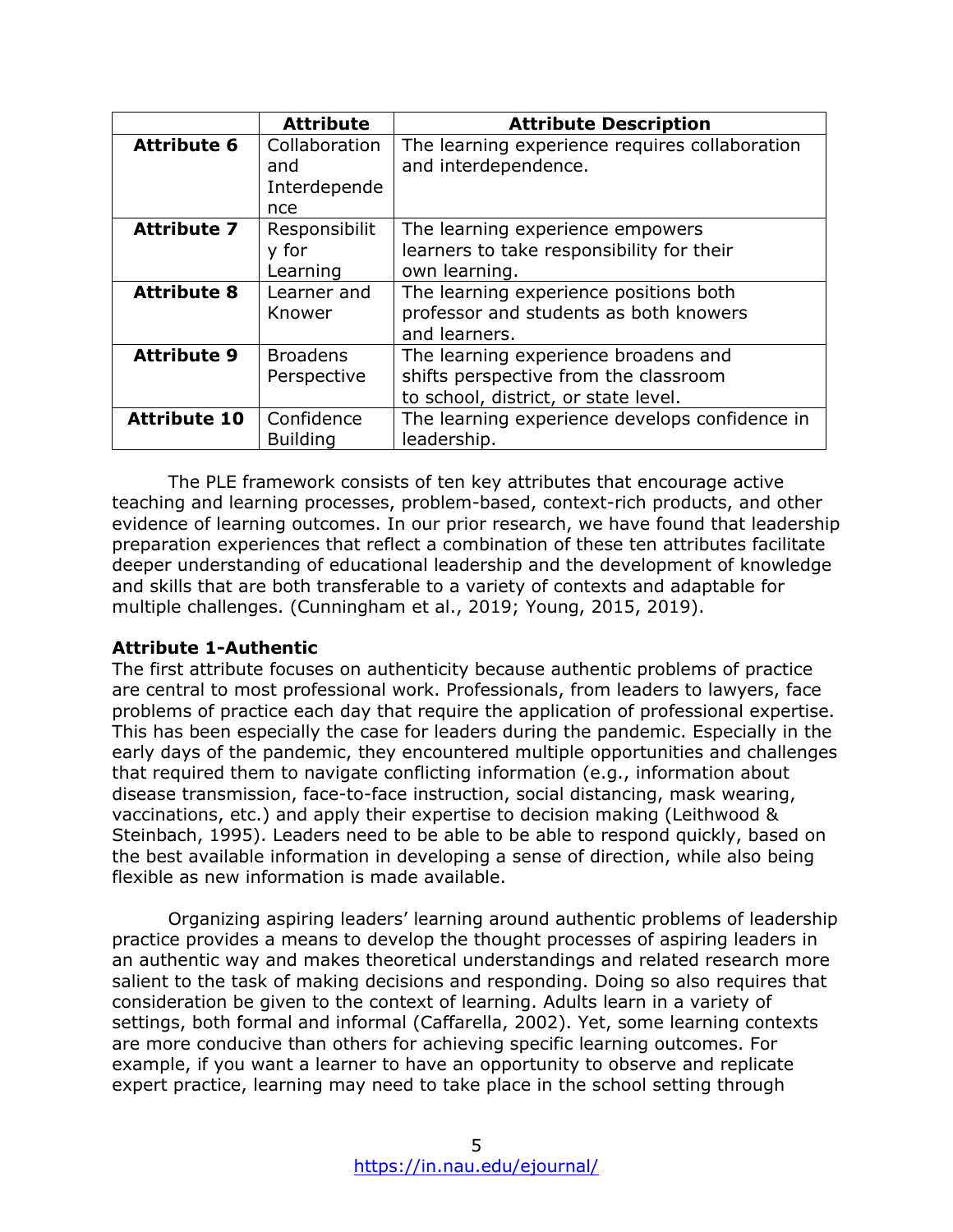| | Attribute | Attribute Description |
|---|---|---|
| **Attribute 6** | Collaboration and Interdependence | The learning experience requires collaboration and interdependence. |
| **Attribute 7** | Responsibility for Learning | The learning experience empowers learners to take responsibility for their own learning. |
| **Attribute 8** | Learner and Knower | The learning experience positions both professor and students as both knowers and learners. |
| **Attribute 9** | Broadens Perspective | The learning experience broadens and shifts perspective from the classroom to school, district, or state level. |
| **Attribute 10** | Confidence Building | The learning experience develops confidence in leadership. |

The PLE framework consists of ten key attributes that encourage active teaching and learning processes, problem-based, context-rich products, and other evidence of learning outcomes. In our prior research, we have found that leadership preparation experiences that reflect a combination of these ten attributes facilitate deeper understanding of educational leadership and the development of knowledge and skills that are both transferable to a variety of contexts and adaptable for multiple challenges. (Cunningham et al., 2019; Young, 2015, 2019).

**Attribute 1-Authentic**

The first attribute focuses on authenticity because authentic problems of practice are central to most professional work. Professionals, from leaders to lawyers, face problems of practice each day that require the application of professional expertise. This has been especially the case for leaders during the pandemic. Especially in the early days of the pandemic, they encountered multiple opportunities and challenges that required them to navigate conflicting information (e.g., information about disease transmission, face-to-face instruction, social distancing, mask wearing, vaccinations, etc.) and apply their expertise to decision making (Leithwood & Steinbach, 1995). Leaders need to be able to be able to respond quickly, based on the best available information in developing a sense of direction, while also being flexible as new information is made available.

Organizing aspiring leaders' learning around authentic problems of leadership practice provides a means to develop the thought processes of aspiring leaders in an authentic way and makes theoretical understandings and related research more salient to the task of making decisions and responding. Doing so also requires that consideration be given to the context of learning. Adults learn in a variety of settings, both formal and informal (Caffarella, 2002). Yet, some learning contexts are more conducive than others for achieving specific learning outcomes. For example, if you want a learner to have an opportunity to observe and replicate expert practice, learning may need to take place in the school setting through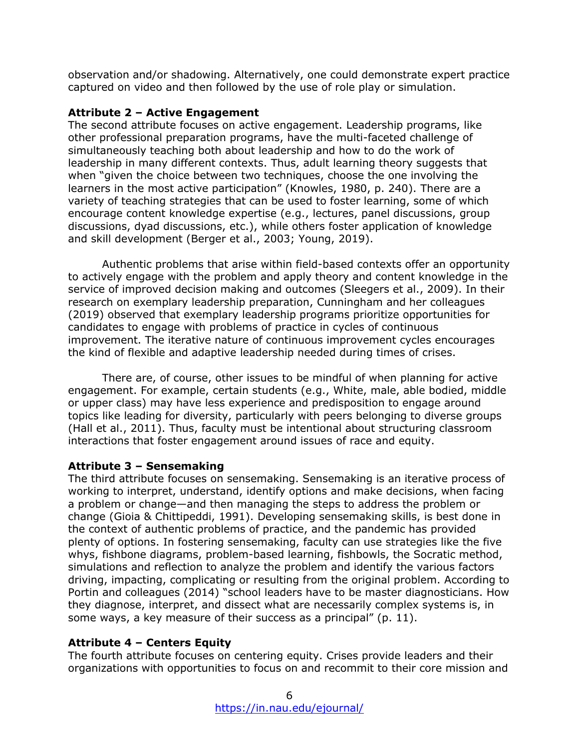observation and/or shadowing. Alternatively, one could demonstrate expert practice captured on video and then followed by the use of role play or simulation.

**Attribute 2 – Active Engagement**

The second attribute focuses on active engagement. Leadership programs, like other professional preparation programs, have the multi-faceted challenge of simultaneously teaching both about leadership and how to do the work of leadership in many different contexts. Thus, adult learning theory suggests that when "given the choice between two techniques, choose the one involving the learners in the most active participation" (Knowles, 1980, p. 240). There are a variety of teaching strategies that can be used to foster learning, some of which encourage content knowledge expertise (e.g., lectures, panel discussions, group discussions, dyad discussions, etc.), while others foster application of knowledge and skill development (Berger et al., 2003; Young, 2019).

Authentic problems that arise within field-based contexts offer an opportunity to actively engage with the problem and apply theory and content knowledge in the service of improved decision making and outcomes (Sleegers et al., 2009). In their research on exemplary leadership preparation, Cunningham and her colleagues (2019) observed that exemplary leadership programs prioritize opportunities for candidates to engage with problems of practice in cycles of continuous improvement. The iterative nature of continuous improvement cycles encourages the kind of flexible and adaptive leadership needed during times of crises.

There are, of course, other issues to be mindful of when planning for active engagement. For example, certain students (e.g., White, male, able bodied, middle or upper class) may have less experience and predisposition to engage around topics like leading for diversity, particularly with peers belonging to diverse groups (Hall et al., 2011). Thus, faculty must be intentional about structuring classroom interactions that foster engagement around issues of race and equity.

**Attribute 3 – Sensemaking**

The third attribute focuses on sensemaking. Sensemaking is an iterative process of working to interpret, understand, identify options and make decisions, when facing a problem or change—and then managing the steps to address the problem or change (Gioia & Chittipeddi, 1991). Developing sensemaking skills, is best done in the context of authentic problems of practice, and the pandemic has provided plenty of options. In fostering sensemaking, faculty can use strategies like the five whys, fishbone diagrams, problem-based learning, fishbowls, the Socratic method, simulations and reflection to analyze the problem and identify the various factors driving, impacting, complicating or resulting from the original problem. According to Portin and colleagues (2014) "school leaders have to be master diagnosticians. How they diagnose, interpret, and dissect what are necessarily complex systems is, in some ways, a key measure of their success as a principal" (p. 11).

**Attribute 4 – Centers Equity**

The fourth attribute focuses on centering equity. Crises provide leaders and their organizations with opportunities to focus on and recommit to their core mission and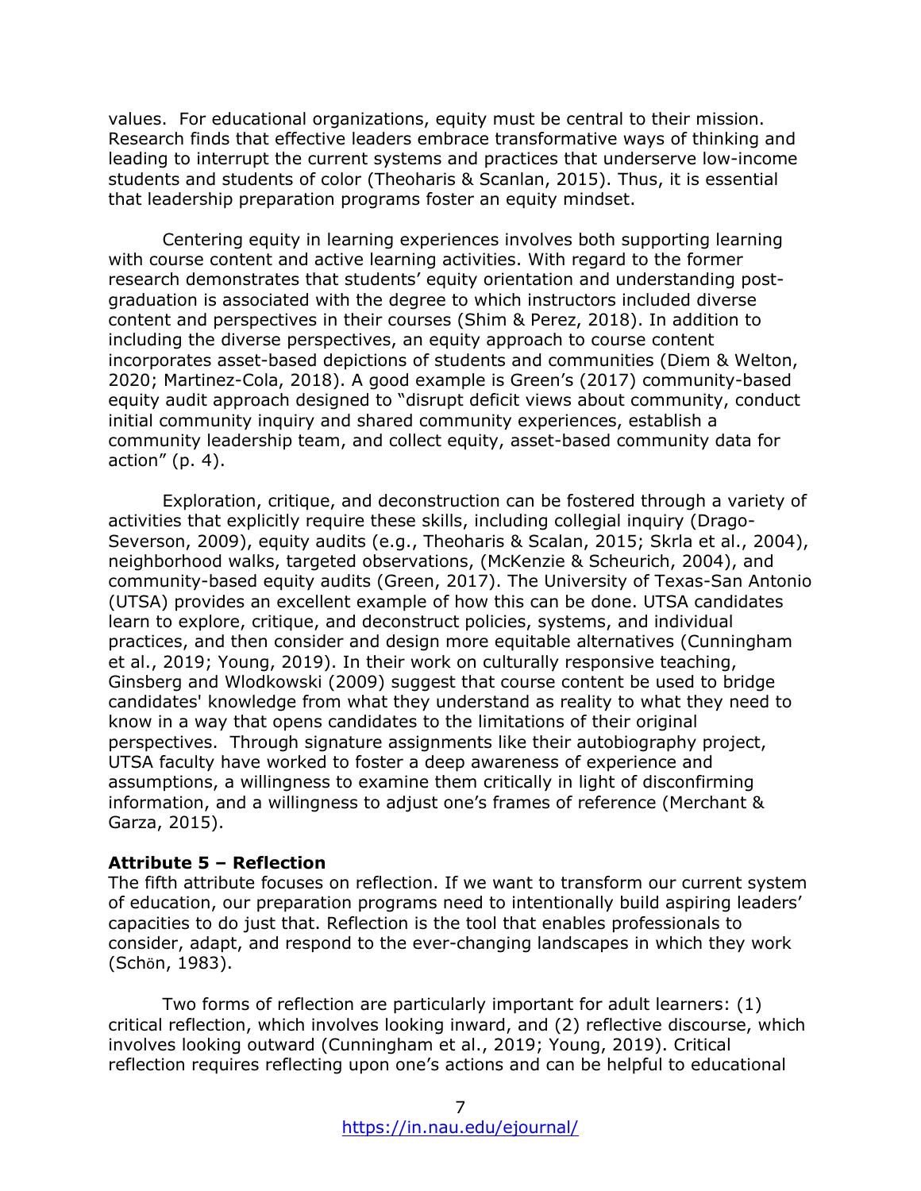values. For educational organizations, equity must be central to their mission. Research finds that effective leaders embrace transformative ways of thinking and leading to interrupt the current systems and practices that underserve low-income students and students of color (Theoharis & Scanlan, 2015). Thus, it is essential that leadership preparation programs foster an equity mindset.

Centering equity in learning experiences involves both supporting learning with course content and active learning activities. With regard to the former research demonstrates that students' equity orientation and understanding post-graduation is associated with the degree to which instructors included diverse content and perspectives in their courses (Shim & Perez, 2018). In addition to including the diverse perspectives, an equity approach to course content incorporates asset-based depictions of students and communities (Diem & Welton, 2020; Martinez-Cola, 2018). A good example is Green's (2017) community-based equity audit approach designed to "disrupt deficit views about community, conduct initial community inquiry and shared community experiences, establish a community leadership team, and collect equity, asset-based community data for action" (p. 4).

Exploration, critique, and deconstruction can be fostered through a variety of activities that explicitly require these skills, including collegial inquiry (Drago-Severson, 2009), equity audits (e.g., Theoharis & Scalan, 2015; Skrla et al., 2004), neighborhood walks, targeted observations, (McKenzie & Scheurich, 2004), and community-based equity audits (Green, 2017). The University of Texas-San Antonio (UTSA) provides an excellent example of how this can be done. UTSA candidates learn to explore, critique, and deconstruct policies, systems, and individual practices, and then consider and design more equitable alternatives (Cunningham et al., 2019; Young, 2019). In their work on culturally responsive teaching, Ginsberg and Wlodkowski (2009) suggest that course content be used to bridge candidates' knowledge from what they understand as reality to what they need to know in a way that opens candidates to the limitations of their original perspectives. Through signature assignments like their autobiography project, UTSA faculty have worked to foster a deep awareness of experience and assumptions, a willingness to examine them critically in light of disconfirming information, and a willingness to adjust one's frames of reference (Merchant & Garza, 2015).

**Attribute 5 – Reflection**

The fifth attribute focuses on reflection. If we want to transform our current system of education, our preparation programs need to intentionally build aspiring leaders' capacities to do just that. Reflection is the tool that enables professionals to consider, adapt, and respond to the ever-changing landscapes in which they work (Schön, 1983).

Two forms of reflection are particularly important for adult learners: (1) critical reflection, which involves looking inward, and (2) reflective discourse, which involves looking outward (Cunningham et al., 2019; Young, 2019). Critical reflection requires reflecting upon one's actions and can be helpful to educational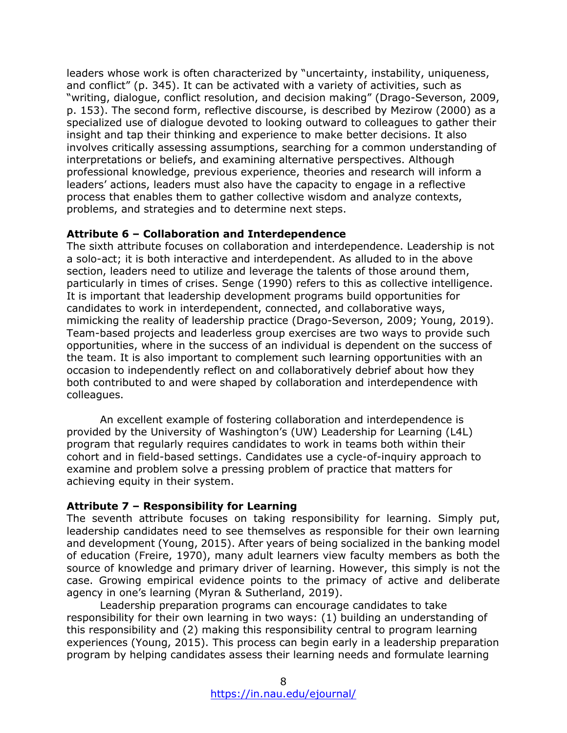leaders whose work is often characterized by "uncertainty, instability, uniqueness, and conflict" (p. 345). It can be activated with a variety of activities, such as "writing, dialogue, conflict resolution, and decision making" (Drago-Severson, 2009, p. 153). The second form, reflective discourse, is described by Mezirow (2000) as a specialized use of dialogue devoted to looking outward to colleagues to gather their insight and tap their thinking and experience to make better decisions. It also involves critically assessing assumptions, searching for a common understanding of interpretations or beliefs, and examining alternative perspectives. Although professional knowledge, previous experience, theories and research will inform a leaders' actions, leaders must also have the capacity to engage in a reflective process that enables them to gather collective wisdom and analyze contexts, problems, and strategies and to determine next steps.

**Attribute 6 – Collaboration and Interdependence**

The sixth attribute focuses on collaboration and interdependence. Leadership is not a solo-act; it is both interactive and interdependent. As alluded to in the above section, leaders need to utilize and leverage the talents of those around them, particularly in times of crises. Senge (1990) refers to this as collective intelligence. It is important that leadership development programs build opportunities for candidates to work in interdependent, connected, and collaborative ways, mimicking the reality of leadership practice (Drago-Severson, 2009; Young, 2019). Team-based projects and leaderless group exercises are two ways to provide such opportunities, where in the success of an individual is dependent on the success of the team. It is also important to complement such learning opportunities with an occasion to independently reflect on and collaboratively debrief about how they both contributed to and were shaped by collaboration and interdependence with colleagues.

An excellent example of fostering collaboration and interdependence is provided by the University of Washington's (UW) Leadership for Learning (L4L) program that regularly requires candidates to work in teams both within their cohort and in field-based settings. Candidates use a cycle-of-inquiry approach to examine and problem solve a pressing problem of practice that matters for achieving equity in their system.

**Attribute 7 – Responsibility for Learning**

The seventh attribute focuses on taking responsibility for learning. Simply put, leadership candidates need to see themselves as responsible for their own learning and development (Young, 2015). After years of being socialized in the banking model of education (Freire, 1970), many adult learners view faculty members as both the source of knowledge and primary driver of learning. However, this simply is not the case. Growing empirical evidence points to the primacy of active and deliberate agency in one's learning (Myran & Sutherland, 2019).

Leadership preparation programs can encourage candidates to take responsibility for their own learning in two ways: (1) building an understanding of this responsibility and (2) making this responsibility central to program learning experiences (Young, 2015). This process can begin early in a leadership preparation program by helping candidates assess their learning needs and formulate learning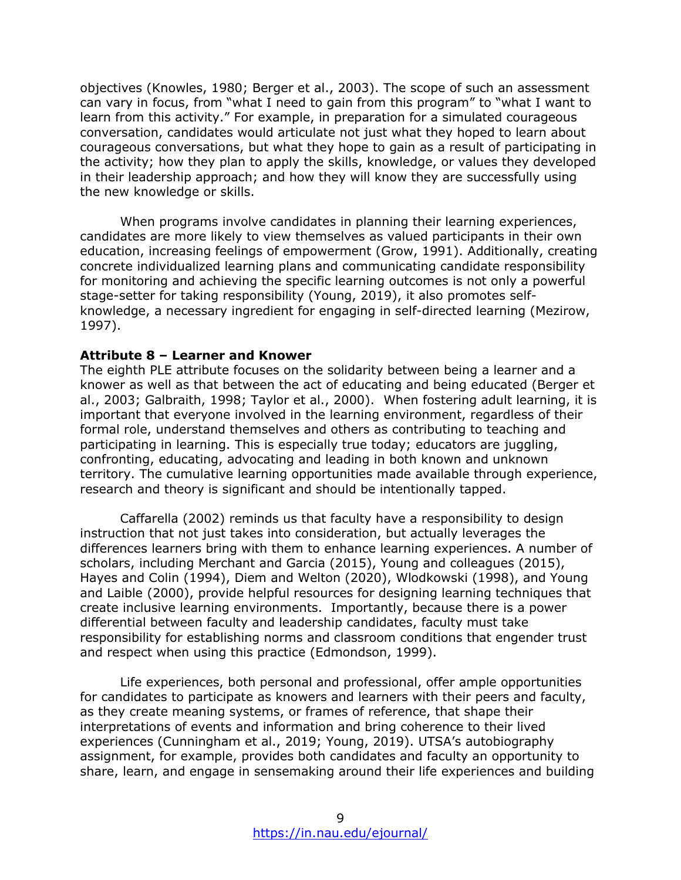objectives (Knowles, 1980; Berger et al., 2003). The scope of such an assessment can vary in focus, from "what I need to gain from this program" to "what I want to learn from this activity." For example, in preparation for a simulated courageous conversation, candidates would articulate not just what they hoped to learn about courageous conversations, but what they hope to gain as a result of participating in the activity; how they plan to apply the skills, knowledge, or values they developed in their leadership approach; and how they will know they are successfully using the new knowledge or skills.

When programs involve candidates in planning their learning experiences, candidates are more likely to view themselves as valued participants in their own education, increasing feelings of empowerment (Grow, 1991). Additionally, creating concrete individualized learning plans and communicating candidate responsibility for monitoring and achieving the specific learning outcomes is not only a powerful stage-setter for taking responsibility (Young, 2019), it also promotes self-knowledge, a necessary ingredient for engaging in self-directed learning (Mezirow, 1997).

**Attribute 8 – Learner and Knower**

The eighth PLE attribute focuses on the solidarity between being a learner and a knower as well as that between the act of educating and being educated (Berger et al., 2003; Galbraith, 1998; Taylor et al., 2000). When fostering adult learning, it is important that everyone involved in the learning environment, regardless of their formal role, understand themselves and others as contributing to teaching and participating in learning. This is especially true today; educators are juggling, confronting, educating, advocating and leading in both known and unknown territory. The cumulative learning opportunities made available through experience, research and theory is significant and should be intentionally tapped.

Caffarella (2002) reminds us that faculty have a responsibility to design instruction that not just takes into consideration, but actually leverages the differences learners bring with them to enhance learning experiences. A number of scholars, including Merchant and Garcia (2015), Young and colleagues (2015), Hayes and Colin (1994), Diem and Welton (2020), Wlodkowski (1998), and Young and Laible (2000), provide helpful resources for designing learning techniques that create inclusive learning environments. Importantly, because there is a power differential between faculty and leadership candidates, faculty must take responsibility for establishing norms and classroom conditions that engender trust and respect when using this practice (Edmondson, 1999).

Life experiences, both personal and professional, offer ample opportunities for candidates to participate as knowers and learners with their peers and faculty, as they create meaning systems, or frames of reference, that shape their interpretations of events and information and bring coherence to their lived experiences (Cunningham et al., 2019; Young, 2019). UTSA's autobiography assignment, for example, provides both candidates and faculty an opportunity to share, learn, and engage in sensemaking around their life experiences and building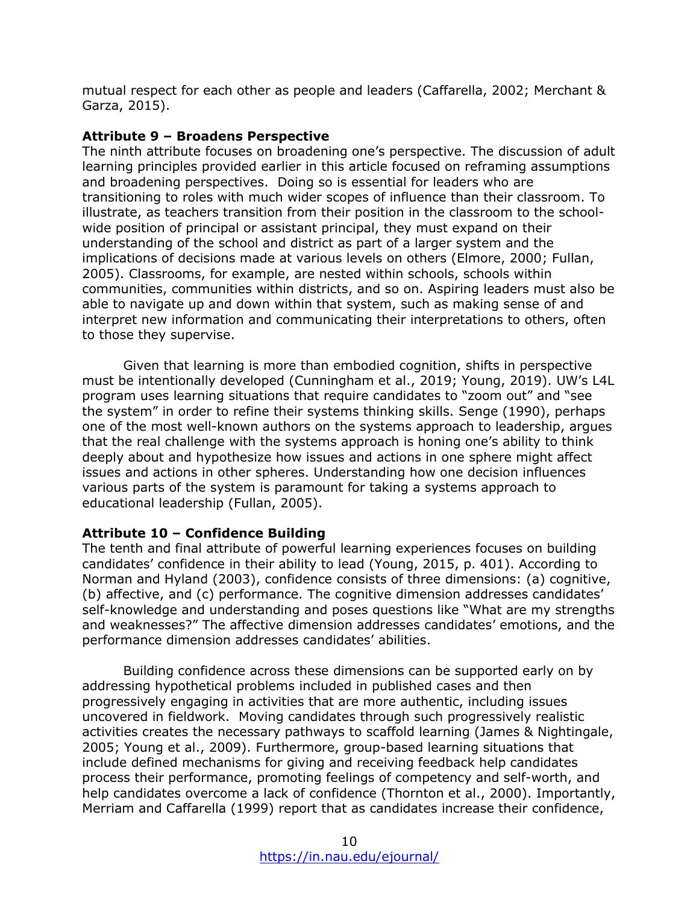mutual respect for each other as people and leaders (Caffarella, 2002; Merchant & Garza, 2015).

**Attribute 9 – Broadens Perspective**

The ninth attribute focuses on broadening one's perspective. The discussion of adult learning principles provided earlier in this article focused on reframing assumptions and broadening perspectives. Doing so is essential for leaders who are transitioning to roles with much wider scopes of influence than their classroom. To illustrate, as teachers transition from their position in the classroom to the school-wide position of principal or assistant principal, they must expand on their understanding of the school and district as part of a larger system and the implications of decisions made at various levels on others (Elmore, 2000; Fullan, 2005). Classrooms, for example, are nested within schools, schools within communities, communities within districts, and so on. Aspiring leaders must also be able to navigate up and down within that system, such as making sense of and interpret new information and communicating their interpretations to others, often to those they supervise.

Given that learning is more than embodied cognition, shifts in perspective must be intentionally developed (Cunningham et al., 2019; Young, 2019). UW's L4L program uses learning situations that require candidates to "zoom out" and "see the system" in order to refine their systems thinking skills. Senge (1990), perhaps one of the most well-known authors on the systems approach to leadership, argues that the real challenge with the systems approach is honing one's ability to think deeply about and hypothesize how issues and actions in one sphere might affect issues and actions in other spheres. Understanding how one decision influences various parts of the system is paramount for taking a systems approach to educational leadership (Fullan, 2005).

**Attribute 10 – Confidence Building**

The tenth and final attribute of powerful learning experiences focuses on building candidates' confidence in their ability to lead (Young, 2015, p. 401). According to Norman and Hyland (2003), confidence consists of three dimensions: (a) cognitive, (b) affective, and (c) performance. The cognitive dimension addresses candidates' self-knowledge and understanding and poses questions like "What are my strengths and weaknesses?" The affective dimension addresses candidates' emotions, and the performance dimension addresses candidates' abilities.

Building confidence across these dimensions can be supported early on by addressing hypothetical problems included in published cases and then progressively engaging in activities that are more authentic, including issues uncovered in fieldwork. Moving candidates through such progressively realistic activities creates the necessary pathways to scaffold learning (James & Nightingale, 2005; Young et al., 2009). Furthermore, group-based learning situations that include defined mechanisms for giving and receiving feedback help candidates process their performance, promoting feelings of competency and self-worth, and help candidates overcome a lack of confidence (Thornton et al., 2000). Importantly, Merriam and Caffarella (1999) report that as candidates increase their confidence,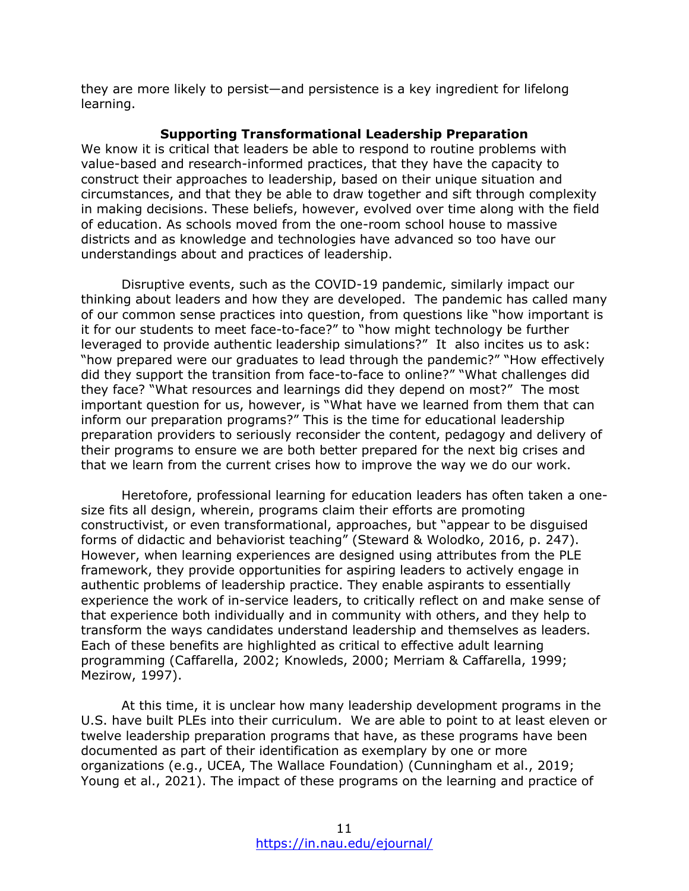they are more likely to persist—and persistence is a key ingredient for lifelong learning.

## Supporting Transformational Leadership Preparation

We know it is critical that leaders be able to respond to routine problems with value-based and research-informed practices, that they have the capacity to construct their approaches to leadership, based on their unique situation and circumstances, and that they be able to draw together and sift through complexity in making decisions. These beliefs, however, evolved over time along with the field of education. As schools moved from the one-room school house to massive districts and as knowledge and technologies have advanced so too have our understandings about and practices of leadership.

Disruptive events, such as the COVID-19 pandemic, similarly impact our thinking about leaders and how they are developed. The pandemic has called many of our common sense practices into question, from questions like "how important is it for our students to meet face-to-face?" to "how might technology be further leveraged to provide authentic leadership simulations?" It also incites us to ask: "how prepared were our graduates to lead through the pandemic?" "How effectively did they support the transition from face-to-face to online?" "What challenges did they face? "What resources and learnings did they depend on most?" The most important question for us, however, is "What have we learned from them that can inform our preparation programs?" This is the time for educational leadership preparation providers to seriously reconsider the content, pedagogy and delivery of their programs to ensure we are both better prepared for the next big crises and that we learn from the current crises how to improve the way we do our work.

Heretofore, professional learning for education leaders has often taken a one-size fits all design, wherein, programs claim their efforts are promoting constructivist, or even transformational, approaches, but "appear to be disguised forms of didactic and behaviorist teaching" (Steward & Wolodko, 2016, p. 247). However, when learning experiences are designed using attributes from the PLE framework, they provide opportunities for aspiring leaders to actively engage in authentic problems of leadership practice. They enable aspirants to essentially experience the work of in-service leaders, to critically reflect on and make sense of that experience both individually and in community with others, and they help to transform the ways candidates understand leadership and themselves as leaders. Each of these benefits are highlighted as critical to effective adult learning programming (Caffarella, 2002; Knowleds, 2000; Merriam & Caffarella, 1999; Mezirow, 1997).

At this time, it is unclear how many leadership development programs in the U.S. have built PLEs into their curriculum. We are able to point to at least eleven or twelve leadership preparation programs that have, as these programs have been documented as part of their identification as exemplary by one or more organizations (e.g., UCEA, The Wallace Foundation) (Cunningham et al., 2019; Young et al., 2021). The impact of these programs on the learning and practice of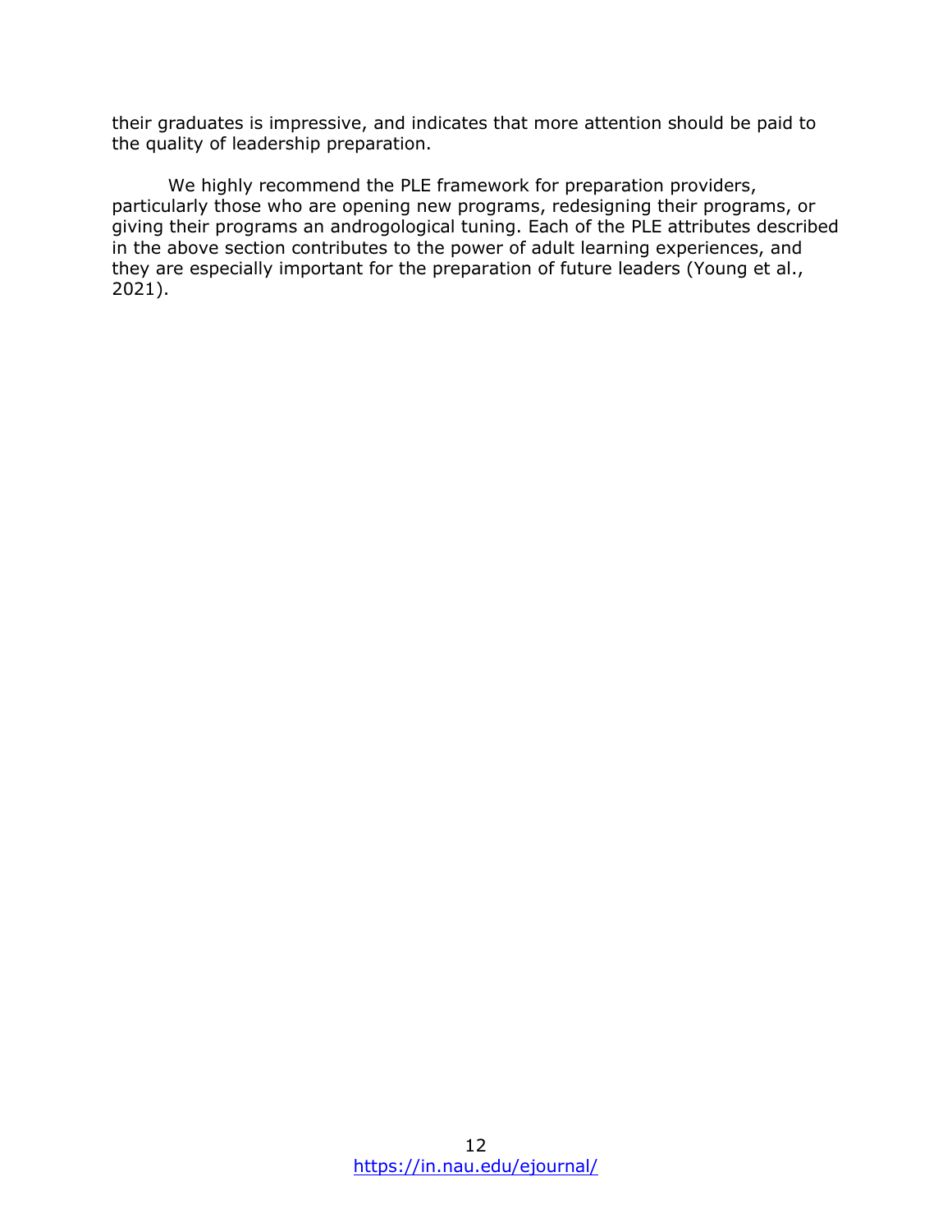their graduates is impressive, and indicates that more attention should be paid to the quality of leadership preparation.

We highly recommend the PLE framework for preparation providers, particularly those who are opening new programs, redesigning their programs, or giving their programs an androgological tuning. Each of the PLE attributes described in the above section contributes to the power of adult learning experiences, and they are especially important for the preparation of future leaders (Young et al., 2021).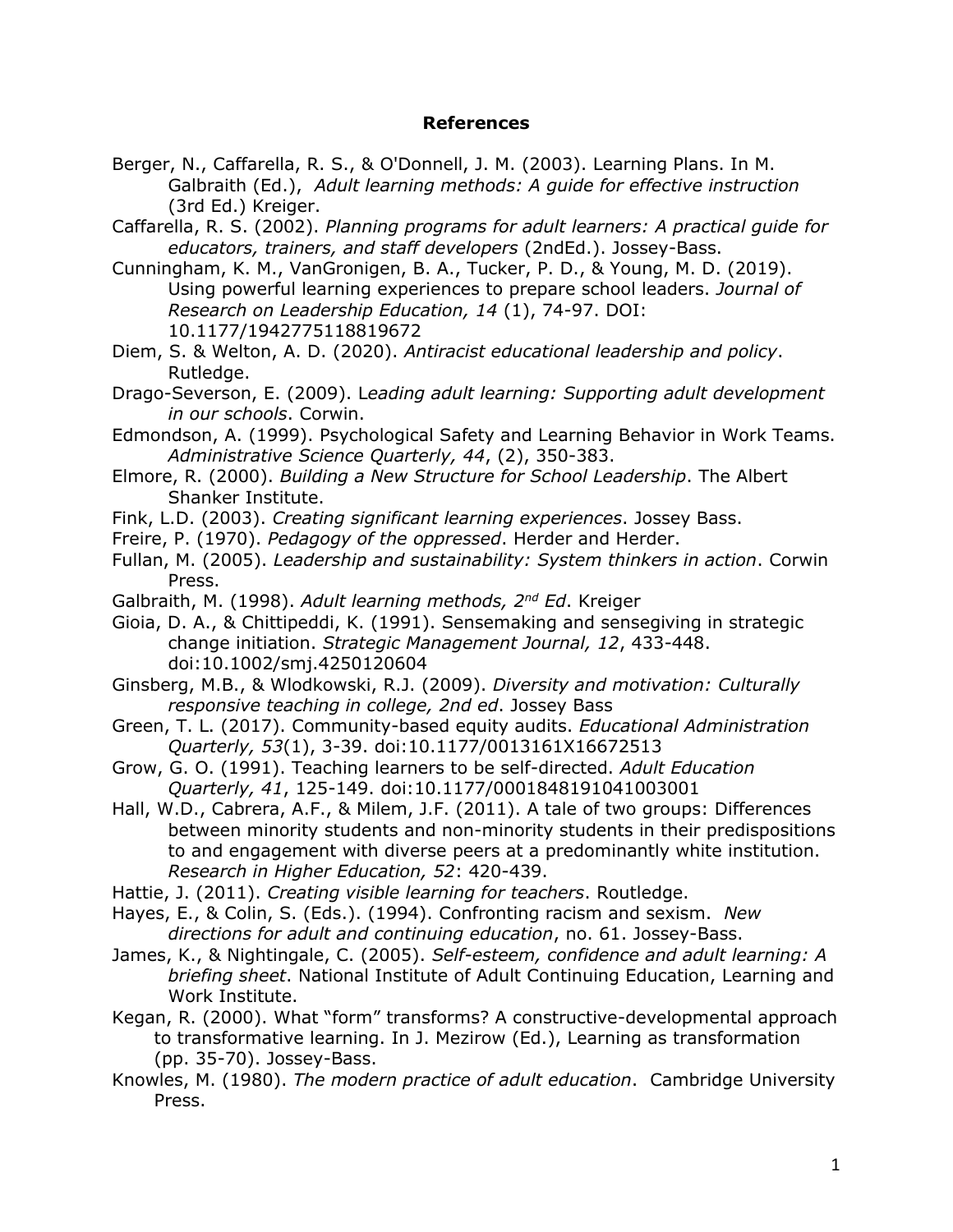# References

Berger, N., Caffarella, R. S., & O'Donnell, J. M. (2003). Learning Plans. In M. Galbraith (Ed.), *Adult learning methods: A guide for effective instruction* (3rd Ed.) Kreiger.

Caffarella, R. S. (2002). *Planning programs for adult learners: A practical guide for educators, trainers, and staff developers* (2ndEd.). Jossey-Bass.

Cunningham, K. M., VanGronigen, B. A., Tucker, P. D., & Young, M. D. (2019). Using powerful learning experiences to prepare school leaders. *Journal of Research on Leadership Education, 14* (1), 74-97. DOI: 10.1177/1942775118819672

Diem, S. & Welton, A. D. (2020). *Antiracist educational leadership and policy*. Rutledge.

Drago-Severson, E. (2009). L*eading adult learning: Supporting adult development in our schools*. Corwin.

Edmondson, A. (1999). Psychological Safety and Learning Behavior in Work Teams. *Administrative Science Quarterly, 44*, (2), 350-383.

Elmore, R. (2000). *Building a New Structure for School Leadership*. The Albert Shanker Institute.

Fink, L.D. (2003). *Creating significant learning experiences*. Jossey Bass.

Freire, P. (1970). *Pedagogy of the oppressed*. Herder and Herder.

Fullan, M. (2005). *Leadership and sustainability: System thinkers in action*. Corwin Press.

Galbraith, M. (1998). *Adult learning methods, 2nd Ed*. Kreiger

Gioia, D. A., & Chittipeddi, K. (1991). Sensemaking and sensegiving in strategic change initiation. *Strategic Management Journal, 12*, 433-448. doi:10.1002/smj.4250120604

Ginsberg, M.B., & Wlodkowski, R.J. (2009). *Diversity and motivation: Culturally responsive teaching in college, 2nd ed*. Jossey Bass

Green, T. L. (2017). Community-based equity audits. *Educational Administration Quarterly, 53*(1), 3-39. doi:10.1177/0013161X16672513

Grow, G. O. (1991). Teaching learners to be self-directed. *Adult Education Quarterly, 41*, 125-149. doi:10.1177/0001848191041003001

Hall, W.D., Cabrera, A.F., & Milem, J.F. (2011). A tale of two groups: Differences between minority students and non-minority students in their predispositions to and engagement with diverse peers at a predominantly white institution. *Research in Higher Education, 52*: 420-439.

Hattie, J. (2011). *Creating visible learning for teachers*. Routledge.

Hayes, E., & Colin, S. (Eds.). (1994). Confronting racism and sexism. *New directions for adult and continuing education*, no. 61. Jossey-Bass.

James, K., & Nightingale, C. (2005). *Self-esteem, confidence and adult learning: A briefing sheet*. National Institute of Adult Continuing Education, Learning and Work Institute.

Kegan, R. (2000). What "form" transforms? A constructive-developmental approach to transformative learning. In J. Mezirow (Ed.), Learning as transformation (pp. 35-70). Jossey-Bass.

Knowles, M. (1980). *The modern practice of adult education*. Cambridge University Press.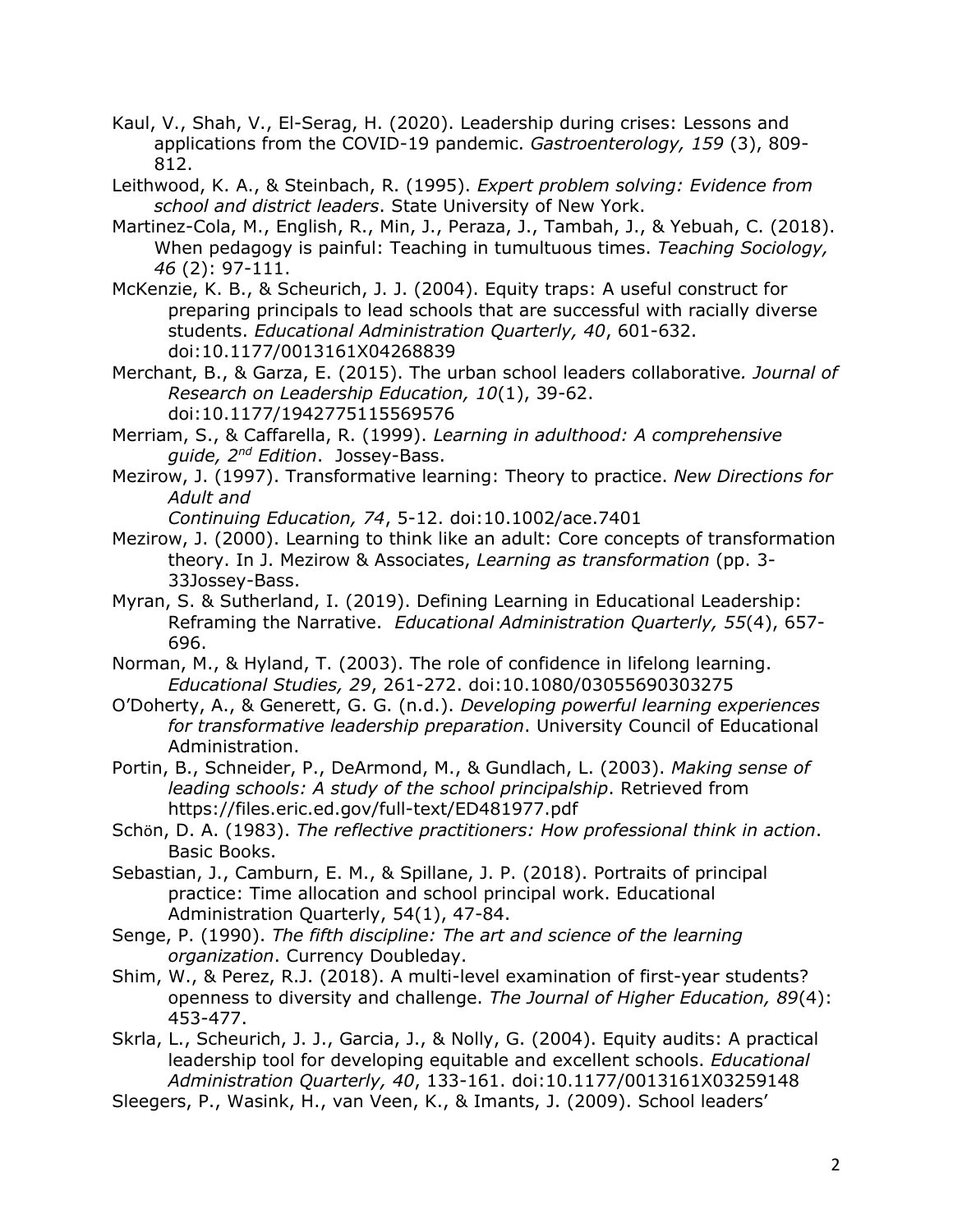Kaul, V., Shah, V., El-Serag, H. (2020). Leadership during crises: Lessons and applications from the COVID-19 pandemic. *Gastroenterology, 159* (3), 809-812.

Leithwood, K. A., & Steinbach, R. (1995). *Expert problem solving: Evidence from school and district leaders*. State University of New York.

Martinez-Cola, M., English, R., Min, J., Peraza, J., Tambah, J., & Yebuah, C. (2018). When pedagogy is painful: Teaching in tumultuous times. *Teaching Sociology, 46* (2): 97-111.

McKenzie, K. B., & Scheurich, J. J. (2004). Equity traps: A useful construct for preparing principals to lead schools that are successful with racially diverse students. *Educational Administration Quarterly, 40*, 601-632. doi:10.1177/0013161X04268839

Merchant, B., & Garza, E. (2015). The urban school leaders collaborative*. Journal of Research on Leadership Education, 10*(1), 39-62. doi:10.1177/1942775115569576

Merriam, S., & Caffarella, R. (1999). *Learning in adulthood: A comprehensive guide, 2nd Edition*. Jossey-Bass.

Mezirow, J. (1997). Transformative learning: Theory to practice. *New Directions for Adult and Continuing Education, 74*, 5-12. doi:10.1002/ace.7401

Mezirow, J. (2000). Learning to think like an adult: Core concepts of transformation theory. In J. Mezirow & Associates, *Learning as transformation* (pp. 3-33Jossey-Bass.

Myran, S. & Sutherland, I. (2019). Defining Learning in Educational Leadership: Reframing the Narrative. *Educational Administration Quarterly, 55*(4), 657-696.

Norman, M., & Hyland, T. (2003). The role of confidence in lifelong learning. *Educational Studies, 29*, 261-272. doi:10.1080/03055690303275

O'Doherty, A., & Generett, G. G. (n.d.). *Developing powerful learning experiences for transformative leadership preparation*. University Council of Educational Administration.

Portin, B., Schneider, P., DeArmond, M., & Gundlach, L. (2003). *Making sense of leading schools: A study of the school principalship*. Retrieved from https://files.eric.ed.gov/full-text/ED481977.pdf

Schön, D. A. (1983). *The reflective practitioners: How professional think in action*. Basic Books.

Sebastian, J., Camburn, E. M., & Spillane, J. P. (2018). Portraits of principal practice: Time allocation and school principal work. Educational Administration Quarterly, 54(1), 47-84.

Senge, P. (1990). *The fifth discipline: The art and science of the learning organization*. Currency Doubleday.

Shim, W., & Perez, R.J. (2018). A multi-level examination of first-year students? openness to diversity and challenge. *The Journal of Higher Education, 89*(4): 453-477.

Skrla, L., Scheurich, J. J., Garcia, J., & Nolly, G. (2004). Equity audits: A practical leadership tool for developing equitable and excellent schools. *Educational Administration Quarterly, 40*, 133-161. doi:10.1177/0013161X03259148

Sleegers, P., Wasink, H., van Veen, K., & Imants, J. (2009). School leaders'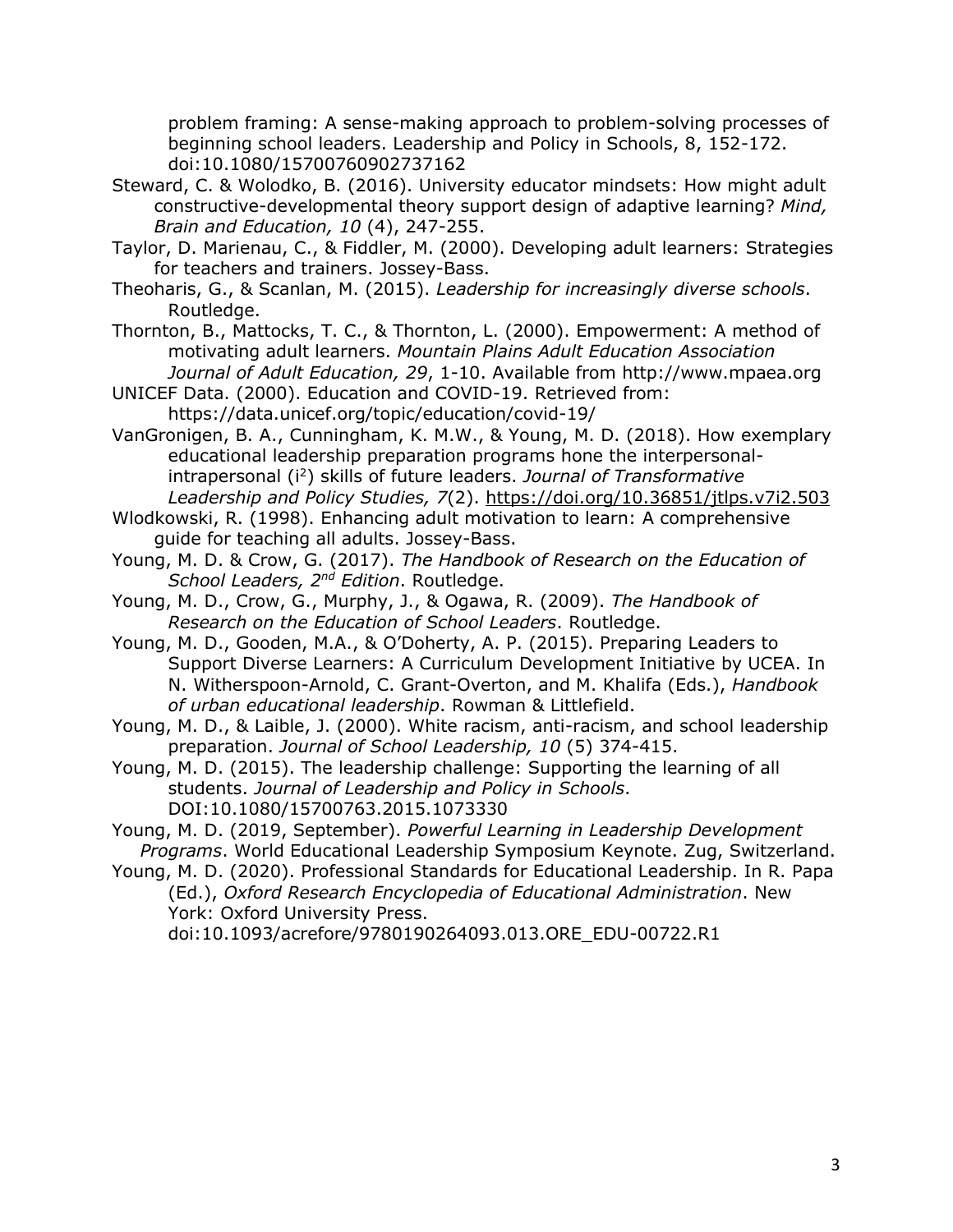problem framing: A sense-making approach to problem-solving processes of beginning school leaders. Leadership and Policy in Schools, 8, 152-172. doi:10.1080/15700760902737162

Steward, C. & Wolodko, B. (2016). University educator mindsets: How might adult constructive-developmental theory support design of adaptive learning? *Mind, Brain and Education, 10* (4), 247-255.

Taylor, D. Marienau, C., & Fiddler, M. (2000). Developing adult learners: Strategies for teachers and trainers. Jossey-Bass.

Theoharis, G., & Scanlan, M. (2015). *Leadership for increasingly diverse schools*. Routledge.

Thornton, B., Mattocks, T. C., & Thornton, L. (2000). Empowerment: A method of motivating adult learners. *Mountain Plains Adult Education Association Journal of Adult Education, 29*, 1-10. Available from http://www.mpaea.org

UNICEF Data. (2000). Education and COVID-19. Retrieved from: https://data.unicef.org/topic/education/covid-19/

VanGronigen, B. A., Cunningham, K. M.W., & Young, M. D. (2018). How exemplary educational leadership preparation programs hone the interpersonal-intrapersonal ($i^2$) skills of future leaders. *Journal of Transformative Leadership and Policy Studies, 7*(2). https://doi.org/10.36851/jtlps.v7i2.503

Wlodkowski, R. (1998). Enhancing adult motivation to learn: A comprehensive guide for teaching all adults. Jossey-Bass.

Young, M. D. & Crow, G. (2017). *The Handbook of Research on the Education of School Leaders, 2nd Edition*. Routledge.

Young, M. D., Crow, G., Murphy, J., & Ogawa, R. (2009). *The Handbook of Research on the Education of School Leaders*. Routledge.

Young, M. D., Gooden, M.A., & O'Doherty, A. P. (2015). Preparing Leaders to Support Diverse Learners: A Curriculum Development Initiative by UCEA. In N. Witherspoon-Arnold, C. Grant-Overton, and M. Khalifa (Eds.), *Handbook of urban educational leadership*. Rowman & Littlefield.

Young, M. D., & Laible, J. (2000). White racism, anti-racism, and school leadership preparation. *Journal of School Leadership, 10* (5) 374-415.

Young, M. D. (2015). The leadership challenge: Supporting the learning of all students. *Journal of Leadership and Policy in Schools*. DOI:10.1080/15700763.2015.1073330

Young, M. D. (2019, September). *Powerful Learning in Leadership Development Programs*. World Educational Leadership Symposium Keynote. Zug, Switzerland.

Young, M. D. (2020). Professional Standards for Educational Leadership. In R. Papa (Ed.), *Oxford Research Encyclopedia of Educational Administration*. New York: Oxford University Press. doi:10.1093/acrefore/9780190264093.013.ORE_EDU-00722.R1